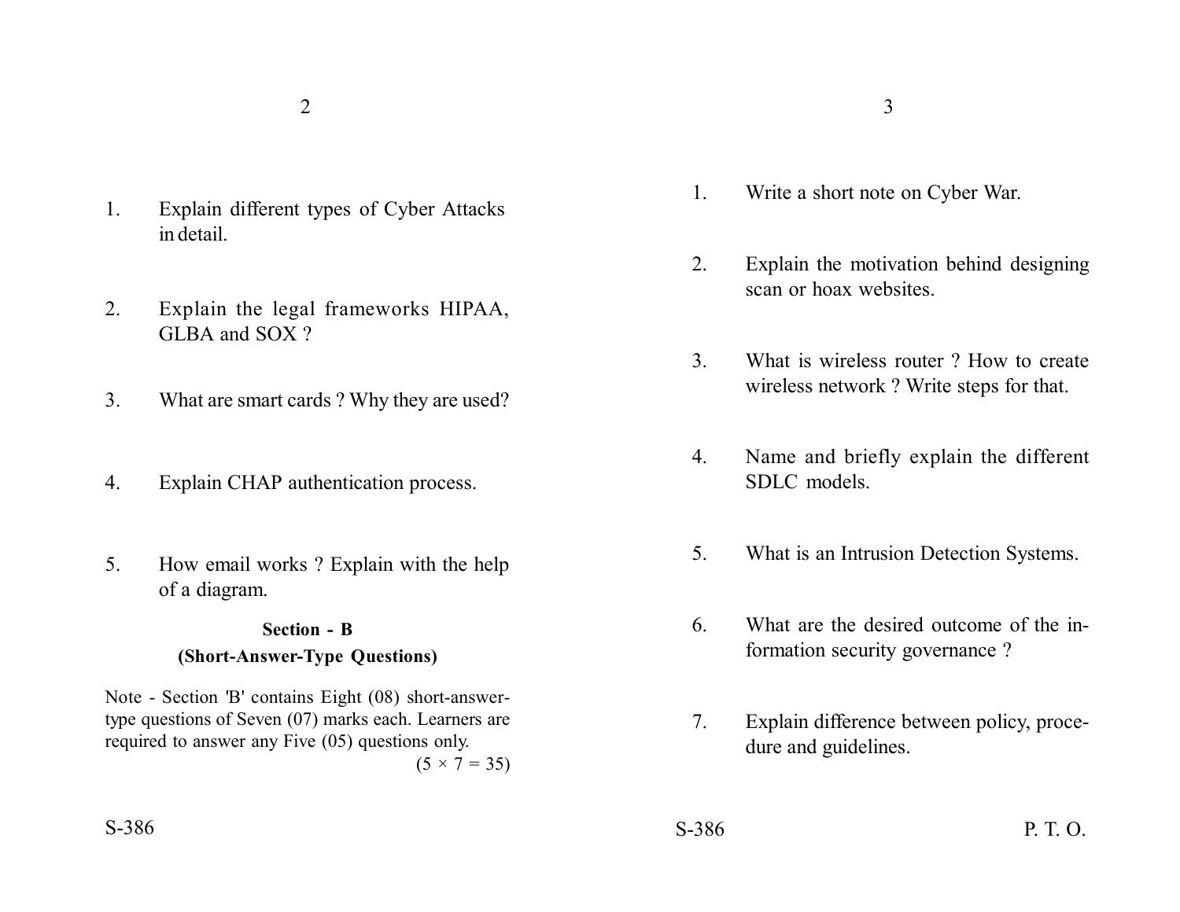1. Explain different types of Cyber Attacks in detail.

2. Explain the legal frameworks HIPAA, GLBA and SOX ?

3. What are smart cards ? Why they are used?

4. Explain CHAP authentication process.

5. How email works ? Explain with the help of a diagram.

## Section - B

### (Short-Answer-Type Questions)

Note - Section 'B' contains Eight (08) short-answer-type questions of Seven (07) marks each. Learners are required to answer any Five (05) questions only.

(5 × 7 = 35)

1. Write a short note on Cyber War.

2. Explain the motivation behind designing scan or hoax websites.

3. What is wireless router ? How to create wireless network ? Write steps for that.

4. Name and briefly explain the different SDLC models.

5. What is an Intrusion Detection Systems.

6. What are the desired outcome of the information security governance ?

7. Explain difference between policy, procedure and guidelines.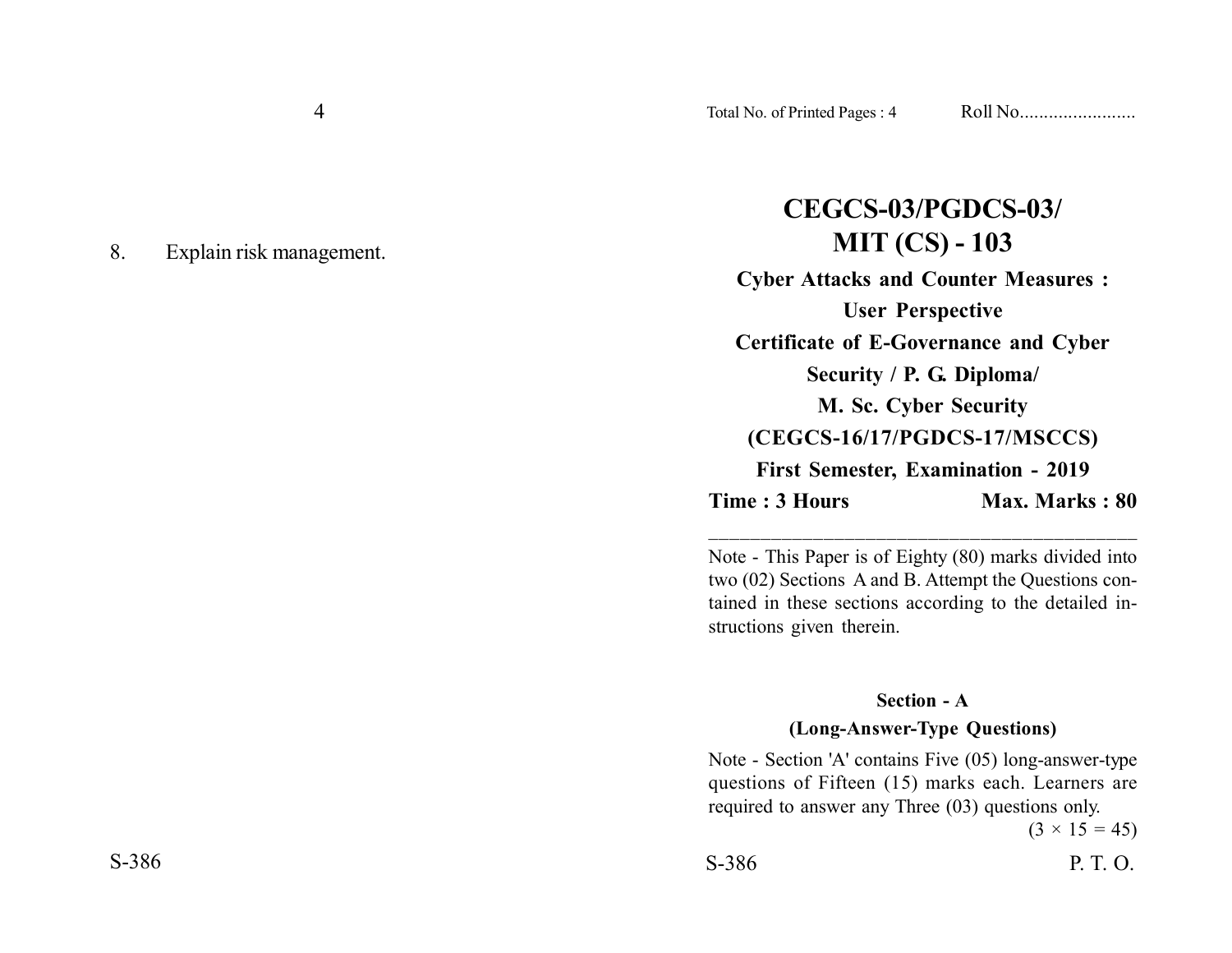8. Explain risk management.

# CEGCS-03/PGDCS-03/ MIT (CS) - 103

**Cyber Attacks and Counter Measures : User Perspective**

**Certificate of E-Governance and Cyber Security / P. G. Diploma/ M. Sc. Cyber Security**

**(CEGCS-16/17/PGDCS-17/MSCCS)**

**First Semester, Examination - 2019**

**Time : 3 Hours** **Max. Marks : 80**

Note - This Paper is of Eighty (80) marks divided into two (02) Sections A and B. Attempt the Questions contained in these sections according to the detailed instructions given therein.

## Section - A

### (Long-Answer-Type Questions)

Note - Section 'A' contains Five (05) long-answer-type questions of Fifteen (15) marks each. Learners are required to answer any Three (03) questions only.

$(3 \times 15 = 45)$

P. T. O.